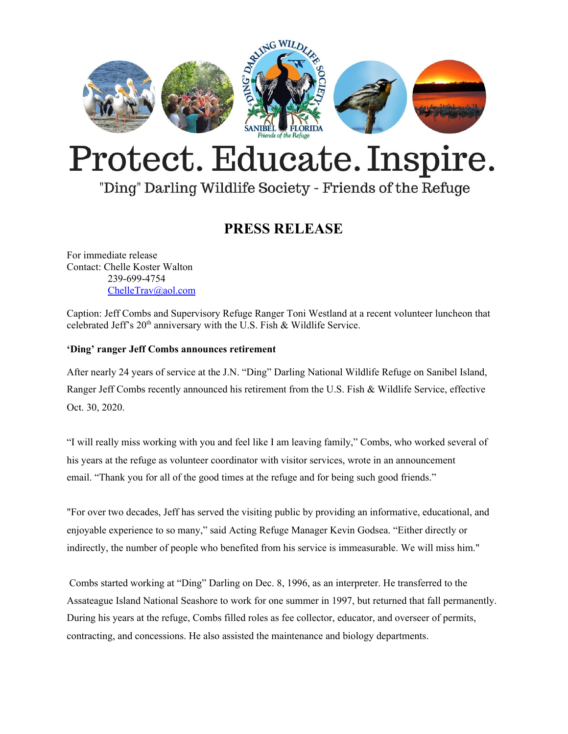# Protect. Educate. Inspire.

"Ding" Darling Wildlife Society - Friends of the Refuge

## PRESS RELEASE

For immediate release
Contact: Chelle Koster Walton
239-699-4754
ChelleTrav@aol.com

Caption: Jeff Combs and Supervisory Refuge Ranger Toni Westland at a recent volunteer luncheon that celebrated Jeff's 20th anniversary with the U.S. Fish & Wildlife Service.

**'Ding' ranger Jeff Combs announces retirement**

After nearly 24 years of service at the J.N. "Ding" Darling National Wildlife Refuge on Sanibel Island, Ranger Jeff Combs recently announced his retirement from the U.S. Fish & Wildlife Service, effective Oct. 30, 2020.

"I will really miss working with you and feel like I am leaving family," Combs, who worked several of his years at the refuge as volunteer coordinator with visitor services, wrote in an announcement email. "Thank you for all of the good times at the refuge and for being such good friends."

"For over two decades, Jeff has served the visiting public by providing an informative, educational, and enjoyable experience to so many," said Acting Refuge Manager Kevin Godsea. "Either directly or indirectly, the number of people who benefited from his service is immeasurable. We will miss him."

Combs started working at "Ding" Darling on Dec. 8, 1996, as an interpreter. He transferred to the Assateague Island National Seashore to work for one summer in 1997, but returned that fall permanently. During his years at the refuge, Combs filled roles as fee collector, educator, and overseer of permits, contracting, and concessions. He also assisted the maintenance and biology departments.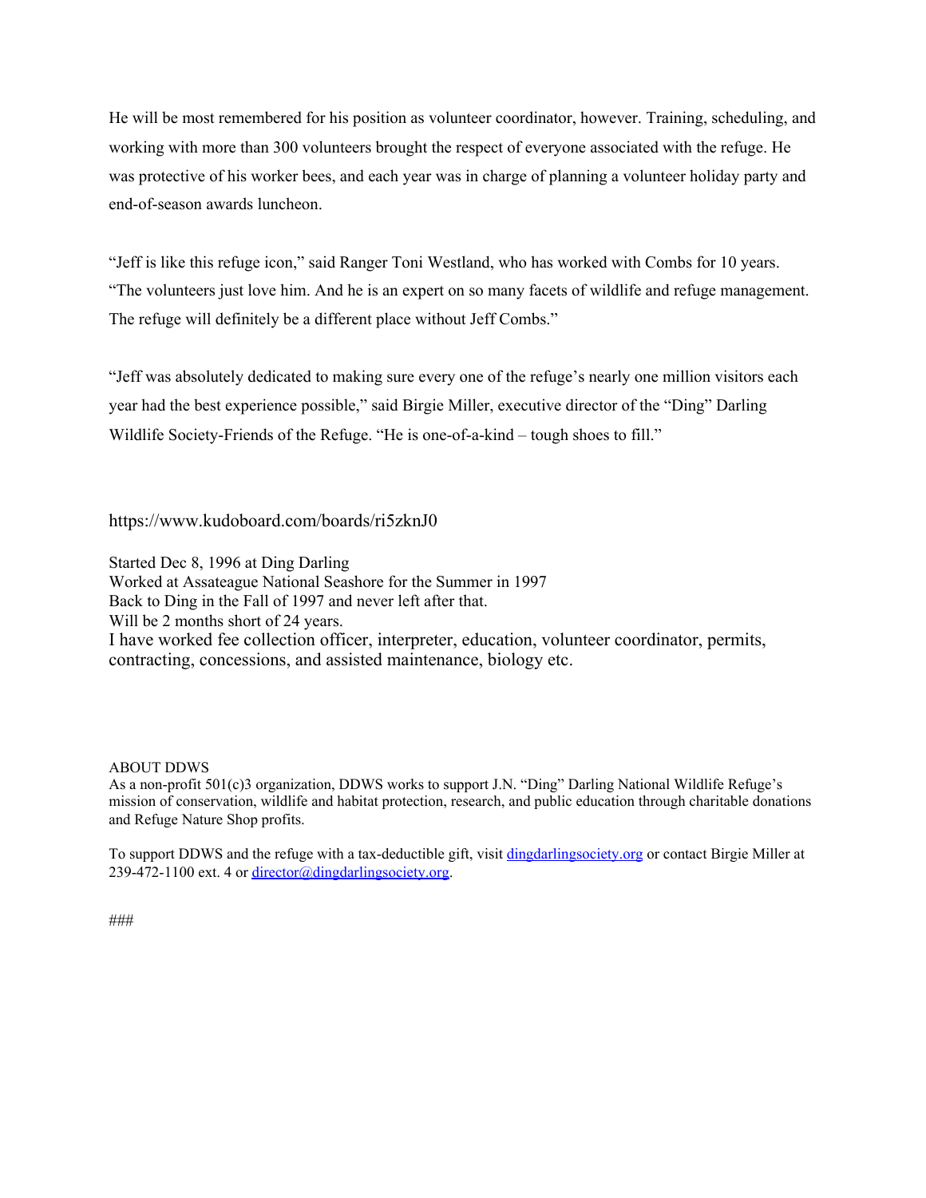He will be most remembered for his position as volunteer coordinator, however. Training, scheduling, and working with more than 300 volunteers brought the respect of everyone associated with the refuge. He was protective of his worker bees, and each year was in charge of planning a volunteer holiday party and end-of-season awards luncheon.

"Jeff is like this refuge icon," said Ranger Toni Westland, who has worked with Combs for 10 years. "The volunteers just love him. And he is an expert on so many facets of wildlife and refuge management. The refuge will definitely be a different place without Jeff Combs."

"Jeff was absolutely dedicated to making sure every one of the refuge's nearly one million visitors each year had the best experience possible," said Birgie Miller, executive director of the "Ding" Darling Wildlife Society-Friends of the Refuge. "He is one-of-a-kind – tough shoes to fill."

https://www.kudoboard.com/boards/ri5zknJ0

Started Dec 8, 1996 at Ding Darling
Worked at Assateague National Seashore for the Summer in 1997
Back to Ding in the Fall of 1997 and never left after that.
Will be 2 months short of 24 years.
I have worked fee collection officer, interpreter, education, volunteer coordinator, permits, contracting, concessions, and assisted maintenance, biology etc.

ABOUT DDWS
As a non-profit 501(c)3 organization, DDWS works to support J.N. "Ding" Darling National Wildlife Refuge's mission of conservation, wildlife and habitat protection, research, and public education through charitable donations and Refuge Nature Shop profits.

To support DDWS and the refuge with a tax-deductible gift, visit [dingdarlingsociety.org](dingdarlingsociety.org) or contact Birgie Miller at 239-472-1100 ext. 4 or [director@dingdarlingsociety.org](mailto:director@dingdarlingsociety.org).

###